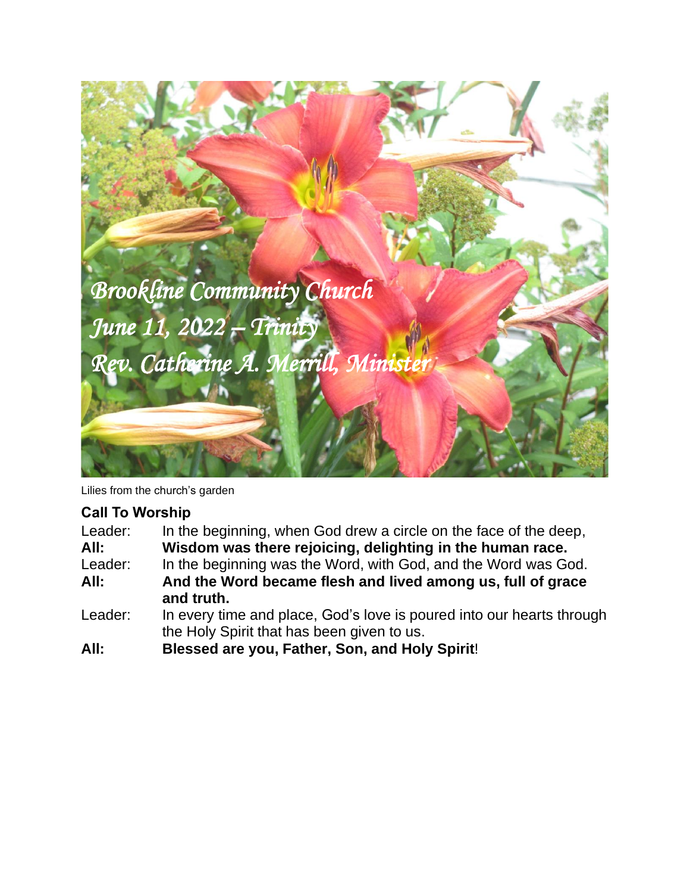*Brookline Community Church*

*June 11, 2022 – Trinity*

*Rev. Catherine A. Merrill, Minister*

Lilies from the church's garden

## Call To Worship

Leader: In the beginning, when God drew a circle on the face of the deep,

**All: Wisdom was there rejoicing, delighting in the human race.**

Leader: In the beginning was the Word, with God, and the Word was God.

**All: And the Word became flesh and lived among us, full of grace and truth.**

Leader: In every time and place, God's love is poured into our hearts through the Holy Spirit that has been given to us.

**All: Blessed are you, Father, Son, and Holy Spirit!**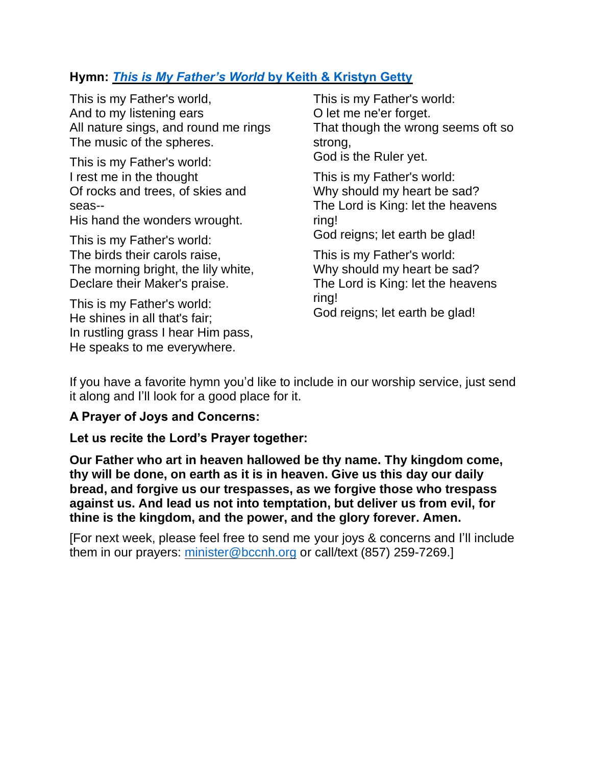**Hymn: *This is My Father's World* by Keith & Kristyn Getty**

This is my Father's world,
And to my listening ears
All nature sings, and round me rings
The music of the spheres.

This is my Father's world:
I rest me in the thought
Of rocks and trees, of skies and seas--
His hand the wonders wrought.

This is my Father's world:
The birds their carols raise,
The morning bright, the lily white,
Declare their Maker's praise.

This is my Father's world:
He shines in all that's fair;
In rustling grass I hear Him pass,
He speaks to me everywhere.

This is my Father's world:
O let me ne'er forget.
That though the wrong seems oft so strong,
God is the Ruler yet.

This is my Father's world:
Why should my heart be sad?
The Lord is King: let the heavens ring!
God reigns; let earth be glad!

This is my Father's world:
Why should my heart be sad?
The Lord is King: let the heavens ring!
God reigns; let earth be glad!

If you have a favorite hymn you'd like to include in our worship service, just send it along and I'll look for a good place for it.

**A Prayer of Joys and Concerns:**

**Let us recite the Lord's Prayer together:**

**Our Father who art in heaven hallowed be thy name. Thy kingdom come, thy will be done, on earth as it is in heaven. Give us this day our daily bread, and forgive us our trespasses, as we forgive those who trespass against us. And lead us not into temptation, but deliver us from evil, for thine is the kingdom, and the power, and the glory forever. Amen.**

[For next week, please feel free to send me your joys & concerns and I'll include them in our prayers: minister@bccnh.org or call/text (857) 259-7269.]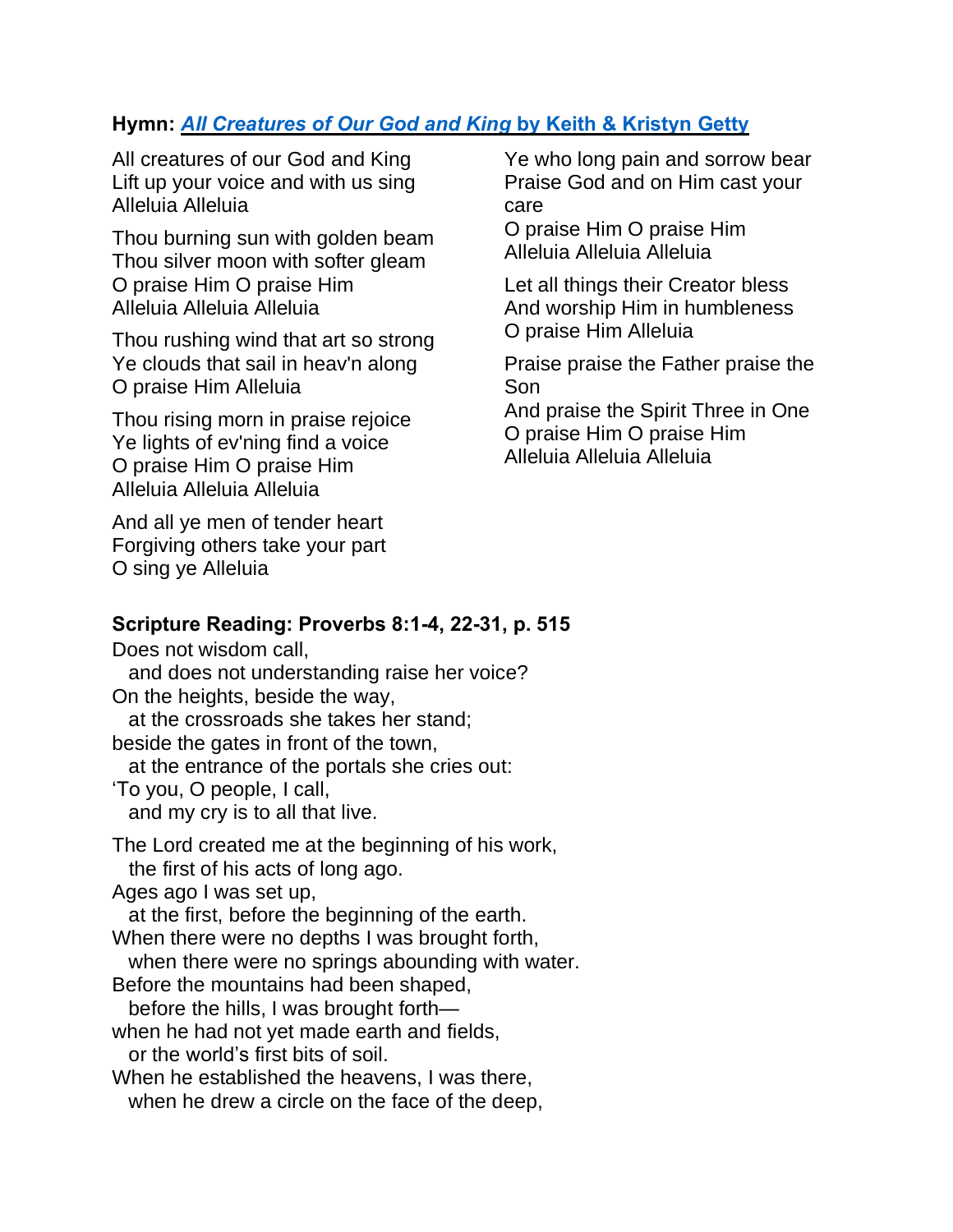**Hymn: *[All Creatures of Our God and King](#)* by Keith & Kristyn Getty**

All creatures of our God and King
Lift up your voice and with us sing
Alleluia Alleluia

Thou burning sun with golden beam
Thou silver moon with softer gleam
O praise Him O praise Him
Alleluia Alleluia Alleluia

Thou rushing wind that art so strong
Ye clouds that sail in heav'n along
O praise Him Alleluia

Thou rising morn in praise rejoice
Ye lights of ev'ning find a voice
O praise Him O praise Him
Alleluia Alleluia Alleluia

And all ye men of tender heart
Forgiving others take your part
O sing ye Alleluia

Ye who long pain and sorrow bear
Praise God and on Him cast your care
O praise Him O praise Him
Alleluia Alleluia Alleluia

Let all things their Creator bless
And worship Him in humbleness
O praise Him Alleluia

Praise praise the Father praise the Son
And praise the Spirit Three in One
O praise Him O praise Him
Alleluia Alleluia Alleluia

**Scripture Reading: Proverbs 8:1-4, 22-31, p. 515**

Does not wisdom call,
  and does not understanding raise her voice?
On the heights, beside the way,
  at the crossroads she takes her stand;
beside the gates in front of the town,
  at the entrance of the portals she cries out:
'To you, O people, I call,
  and my cry is to all that live.

The Lord created me at the beginning of his work,
  the first of his acts of long ago.
Ages ago I was set up,
  at the first, before the beginning of the earth.
When there were no depths I was brought forth,
  when there were no springs abounding with water.
Before the mountains had been shaped,
  before the hills, I was brought forth—
when he had not yet made earth and fields,
  or the world's first bits of soil.
When he established the heavens, I was there,
  when he drew a circle on the face of the deep,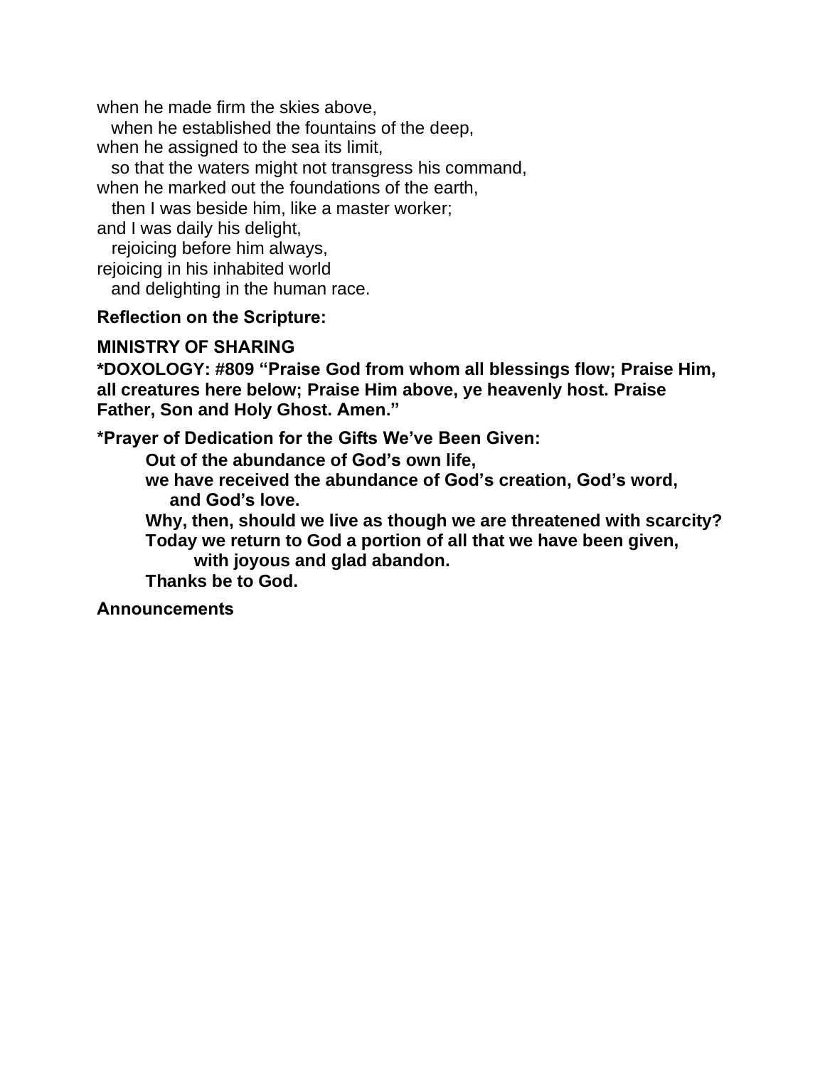when he made firm the skies above,
   when he established the fountains of the deep,
when he assigned to the sea its limit,
   so that the waters might not transgress his command,
when he marked out the foundations of the earth,
   then I was beside him, like a master worker;
and I was daily his delight,
   rejoicing before him always,
rejoicing in his inhabited world
   and delighting in the human race.

**Reflection on the Scripture:**

**MINISTRY OF SHARING**

**\*DOXOLOGY: #809 "Praise God from whom all blessings flow; Praise Him, all creatures here below; Praise Him above, ye heavenly host. Praise Father, Son and Holy Ghost. Amen."**

**\*Prayer of Dedication for the Gifts We've Been Given:**

> **Out of the abundance of God's own life,**
> **we have received the abundance of God's creation, God's word,**
> **and God's love.**
> **Why, then, should we live as though we are threatened with scarcity?**
> **Today we return to God a portion of all that we have been given,**
> **with joyous and glad abandon.**
> **Thanks be to God.**

**Announcements**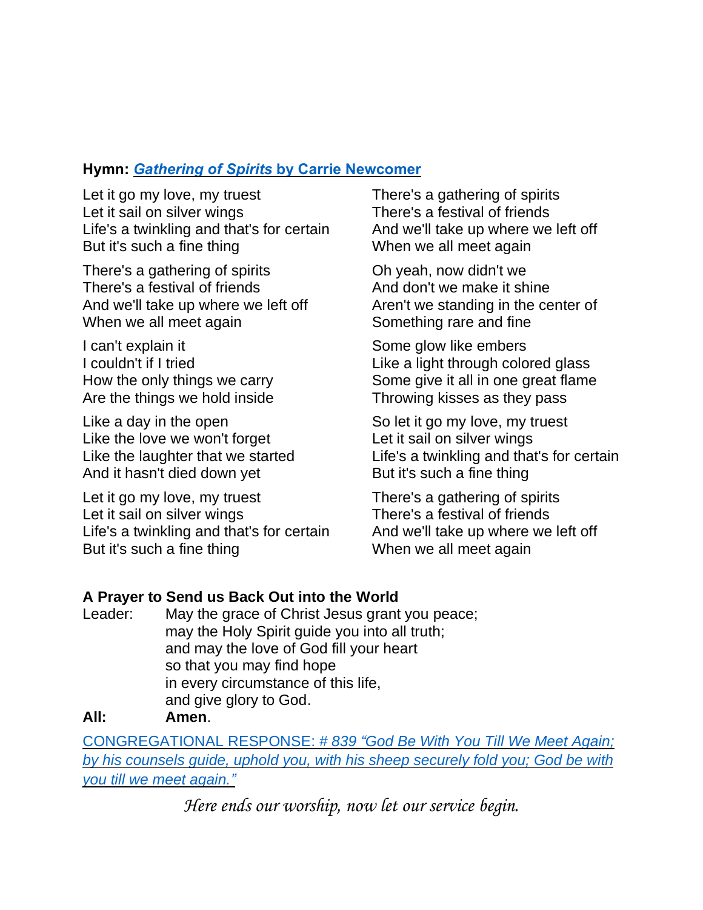**Hymn: *Gathering of Spirits* by Carrie Newcomer**

Let it go my love, my truest
Let it sail on silver wings
Life's a twinkling and that's for certain
But it's such a fine thing

There's a gathering of spirits
There's a festival of friends
And we'll take up where we left off
When we all meet again

I can't explain it
I couldn't if I tried
How the only things we carry
Are the things we hold inside

Like a day in the open
Like the love we won't forget
Like the laughter that we started
And it hasn't died down yet

Let it go my love, my truest
Let it sail on silver wings
Life's a twinkling and that's for certain
But it's such a fine thing

There's a gathering of spirits
There's a festival of friends
And we'll take up where we left off
When we all meet again

Oh yeah, now didn't we
And don't we make it shine
Aren't we standing in the center of
Something rare and fine

Some glow like embers
Like a light through colored glass
Some give it all in one great flame
Throwing kisses as they pass

So let it go my love, my truest
Let it sail on silver wings
Life's a twinkling and that's for certain
But it's such a fine thing

There's a gathering of spirits
There's a festival of friends
And we'll take up where we left off
When we all meet again

**A Prayer to Send us Back Out into the World**

Leader: May the grace of Christ Jesus grant you peace;
may the Holy Spirit guide you into all truth;
and may the love of God fill your heart
so that you may find hope
in every circumstance of this life,
and give glory to God.

**All: Amen**.

CONGREGATIONAL RESPONSE: # *839 "God Be With You Till We Meet Again; by his counsels guide, uphold you, with his sheep securely fold you; God be with you till we meet again."*

*Here ends our worship, now let our service begin.*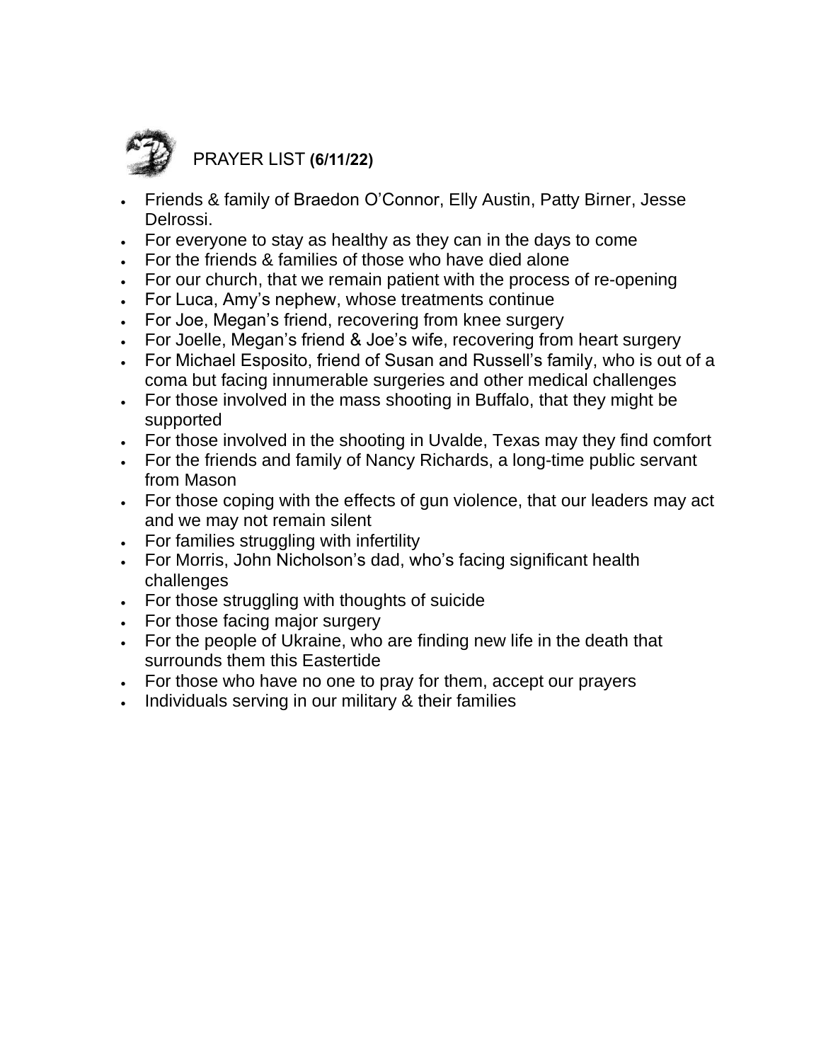## PRAYER LIST **(6/11/22)**

- Friends & family of Braedon O'Connor, Elly Austin, Patty Birner, Jesse Delrossi.
- For everyone to stay as healthy as they can in the days to come
- For the friends & families of those who have died alone
- For our church, that we remain patient with the process of re-opening
- For Luca, Amy's nephew, whose treatments continue
- For Joe, Megan's friend, recovering from knee surgery
- For Joelle, Megan's friend & Joe's wife, recovering from heart surgery
- For Michael Esposito, friend of Susan and Russell's family, who is out of a coma but facing innumerable surgeries and other medical challenges
- For those involved in the mass shooting in Buffalo, that they might be supported
- For those involved in the shooting in Uvalde, Texas may they find comfort
- For the friends and family of Nancy Richards, a long-time public servant from Mason
- For those coping with the effects of gun violence, that our leaders may act and we may not remain silent
- For families struggling with infertility
- For Morris, John Nicholson's dad, who's facing significant health challenges
- For those struggling with thoughts of suicide
- For those facing major surgery
- For the people of Ukraine, who are finding new life in the death that surrounds them this Eastertide
- For those who have no one to pray for them, accept our prayers
- Individuals serving in our military & their families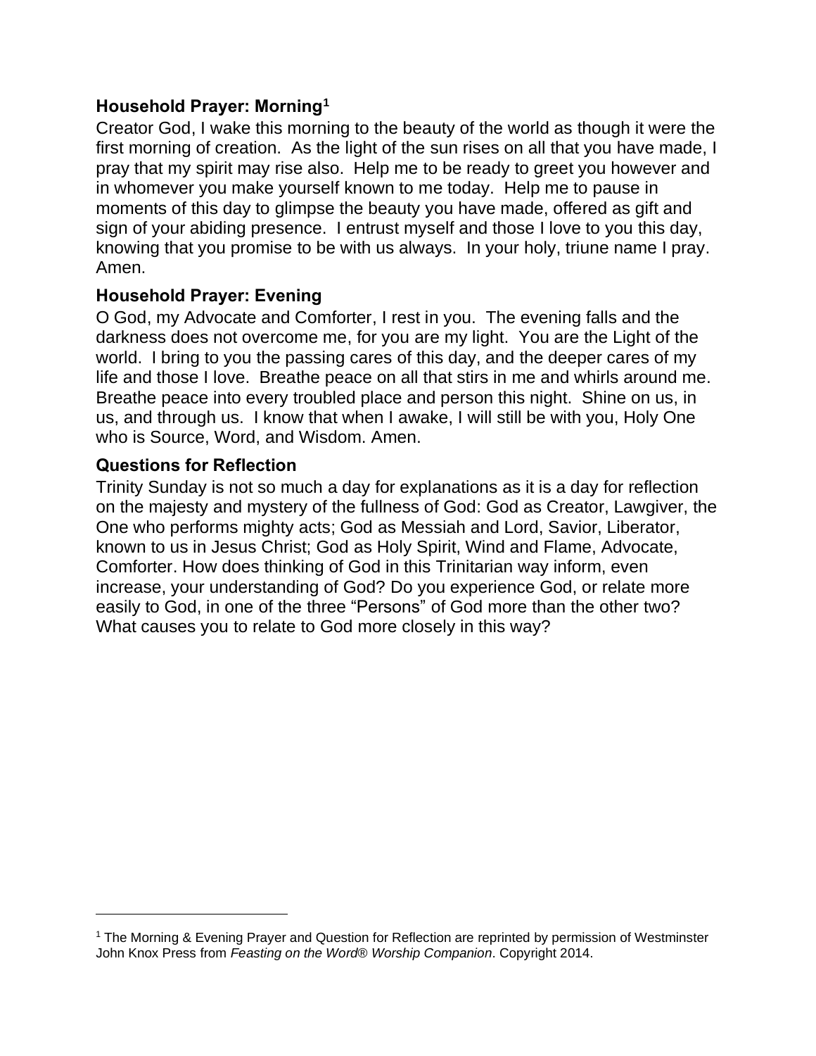### Household Prayer: Morning[1]

Creator God, I wake this morning to the beauty of the world as though it were the first morning of creation. As the light of the sun rises on all that you have made, I pray that my spirit may rise also. Help me to be ready to greet you however and in whomever you make yourself known to me today. Help me to pause in moments of this day to glimpse the beauty you have made, offered as gift and sign of your abiding presence. I entrust myself and those I love to you this day, knowing that you promise to be with us always. In your holy, triune name I pray. Amen.

### Household Prayer: Evening

O God, my Advocate and Comforter, I rest in you. The evening falls and the darkness does not overcome me, for you are my light. You are the Light of the world. I bring to you the passing cares of this day, and the deeper cares of my life and those I love. Breathe peace on all that stirs in me and whirls around me. Breathe peace into every troubled place and person this night. Shine on us, in us, and through us. I know that when I awake, I will still be with you, Holy One who is Source, Word, and Wisdom. Amen.

### Questions for Reflection

Trinity Sunday is not so much a day for explanations as it is a day for reflection on the majesty and mystery of the fullness of God: God as Creator, Lawgiver, the One who performs mighty acts; God as Messiah and Lord, Savior, Liberator, known to us in Jesus Christ; God as Holy Spirit, Wind and Flame, Advocate, Comforter. How does thinking of God in this Trinitarian way inform, even increase, your understanding of God? Do you experience God, or relate more easily to God, in one of the three "Persons" of God more than the other two? What causes you to relate to God more closely in this way?

---

[1] The Morning & Evening Prayer and Question for Reflection are reprinted by permission of Westminster John Knox Press from *Feasting on the Word® Worship Companion*. Copyright 2014.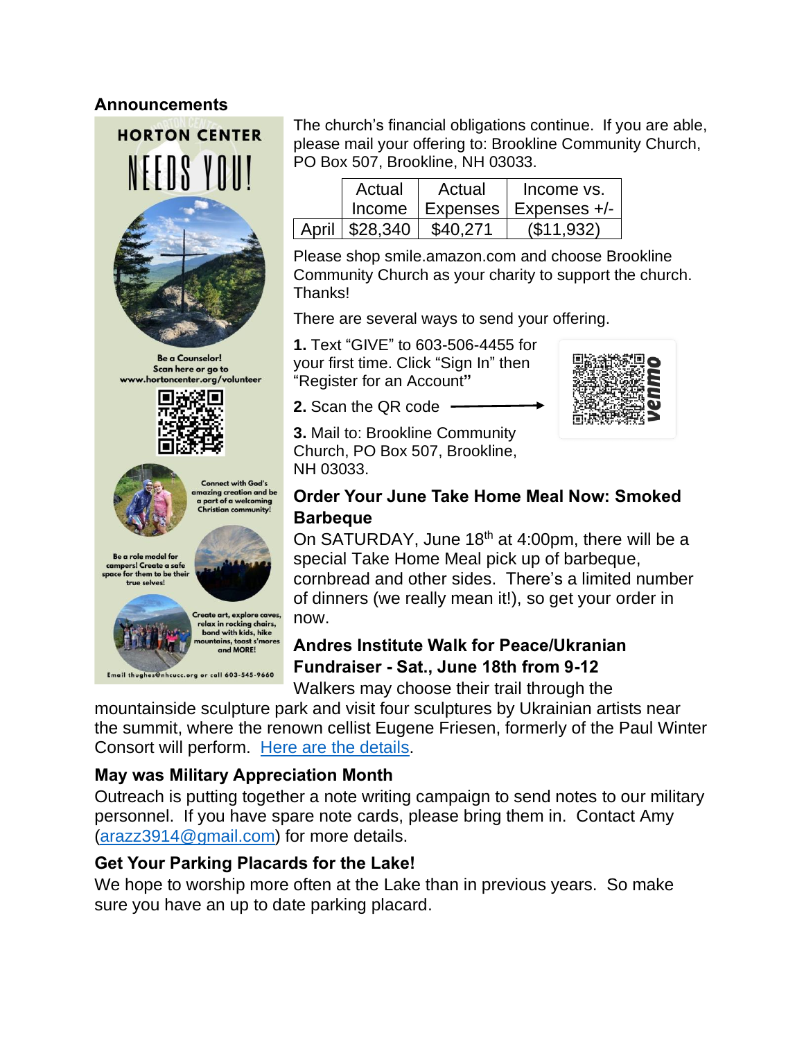## Announcements

HORTON CENTER

NEEDS YOU!

Be a Counselor! Scan here or go to www.hortoncenter.org/volunteer

Connect with God's amazing creation and be a part of a welcoming Christian community!

Be a role model for campers! Create a safe space for them to be their true selves!

Create art, explore caves, relax in rocking chairs, bond with kids, hike mountains, toast s'mores and MORE!

Email thughes@nhcucc.org or call 603-545-9660

The church's financial obligations continue. If you are able, please mail your offering to: Brookline Community Church, PO Box 507, Brookline, NH 03033.

| | Actual Income | Actual Expenses | Income vs. Expenses +/- |
|---|---|---|---|
| April | $28,340 | $40,271 | ($11,932) |

Please shop smile.amazon.com and choose Brookline Community Church as your charity to support the church. Thanks!

There are several ways to send your offering.

**1.** Text "GIVE" to 603-506-4455 for your first time. Click "Sign In" then "Register for an Account"

**2.** Scan the QR code →

**3.** Mail to: Brookline Community Church, PO Box 507, Brookline, NH 03033.

venmo

### Order Your June Take Home Meal Now: Smoked Barbeque

On SATURDAY, June 18th at 4:00pm, there will be a special Take Home Meal pick up of barbeque, cornbread and other sides. There's a limited number of dinners (we really mean it!), so get your order in now.

### Andres Institute Walk for Peace/Ukranian Fundraiser - Sat., June 18th from 9-12

Walkers may choose their trail through the mountainside sculpture park and visit four sculptures by Ukrainian artists near the summit, where the renown cellist Eugene Friesen, formerly of the Paul Winter Consort will perform. [Here are the details](Here are the details).

### May was Military Appreciation Month

Outreach is putting together a note writing campaign to send notes to our military personnel. If you have spare note cards, please bring them in. Contact Amy (arazz3914@gmail.com) for more details.

### Get Your Parking Placards for the Lake!

We hope to worship more often at the Lake than in previous years. So make sure you have an up to date parking placard.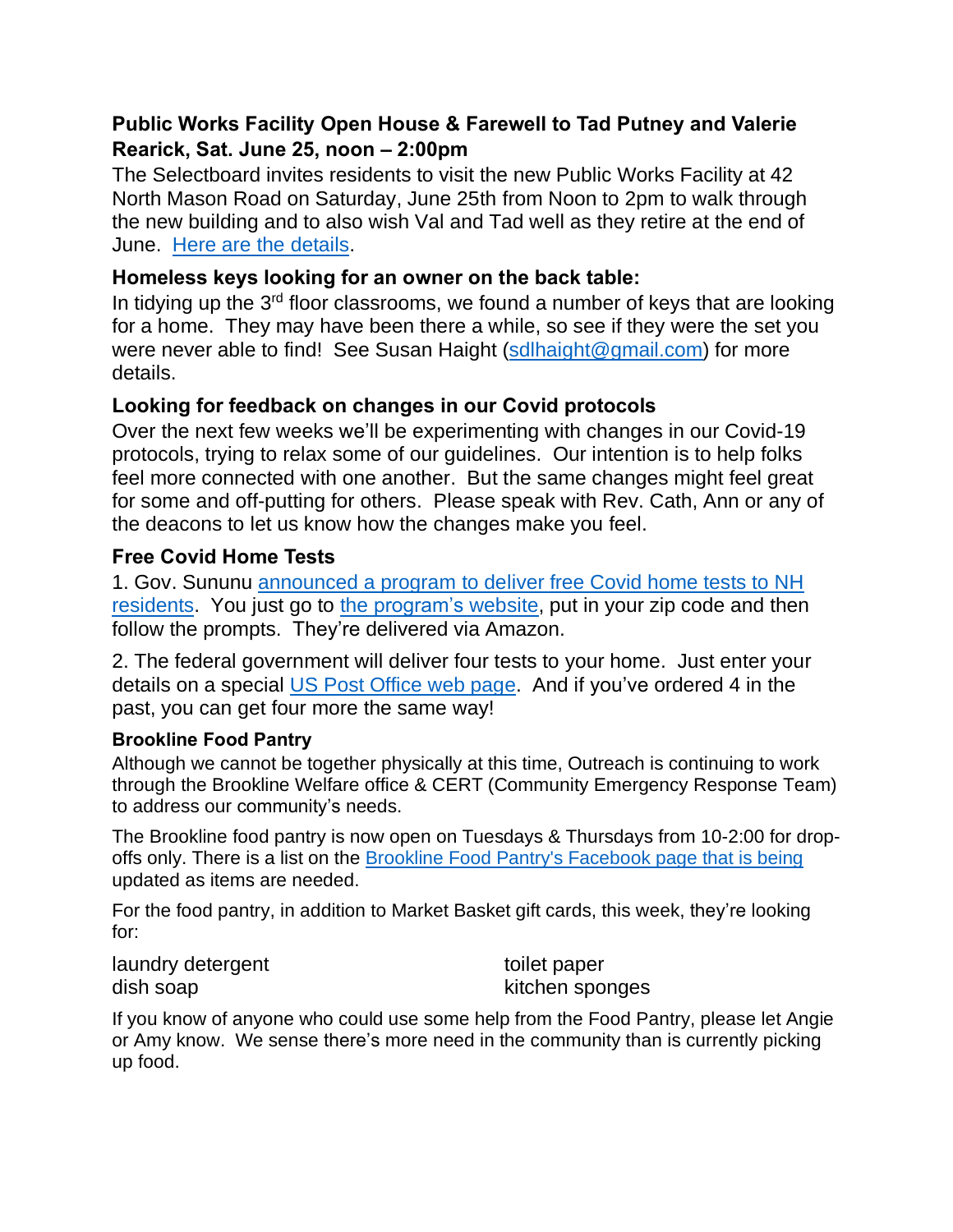### Public Works Facility Open House & Farewell to Tad Putney and Valerie Rearick, Sat. June 25, noon – 2:00pm

The Selectboard invites residents to visit the new Public Works Facility at 42 North Mason Road on Saturday, June 25th from Noon to 2pm to walk through the new building and to also wish Val and Tad well as they retire at the end of June. Here are the details.

### Homeless keys looking for an owner on the back table:

In tidying up the 3rd floor classrooms, we found a number of keys that are looking for a home. They may have been there a while, so see if they were the set you were never able to find! See Susan Haight (sdlhaight@gmail.com) for more details.

### Looking for feedback on changes in our Covid protocols

Over the next few weeks we'll be experimenting with changes in our Covid-19 protocols, trying to relax some of our guidelines. Our intention is to help folks feel more connected with one another. But the same changes might feel great for some and off-putting for others. Please speak with Rev. Cath, Ann or any of the deacons to let us know how the changes make you feel.

### Free Covid Home Tests

1. Gov. Sununu announced a program to deliver free Covid home tests to NH residents. You just go to the program's website, put in your zip code and then follow the prompts. They're delivered via Amazon.

2. The federal government will deliver four tests to your home. Just enter your details on a special US Post Office web page. And if you've ordered 4 in the past, you can get four more the same way!

#### Brookline Food Pantry

Although we cannot be together physically at this time, Outreach is continuing to work through the Brookline Welfare office & CERT (Community Emergency Response Team) to address our community's needs.

The Brookline food pantry is now open on Tuesdays & Thursdays from 10-2:00 for drop-offs only. There is a list on the Brookline Food Pantry's Facebook page that is being updated as items are needed.

For the food pantry, in addition to Market Basket gift cards, this week, they're looking for:

- laundry detergent
- dish soap
- toilet paper
- kitchen sponges

If you know of anyone who could use some help from the Food Pantry, please let Angie or Amy know. We sense there's more need in the community than is currently picking up food.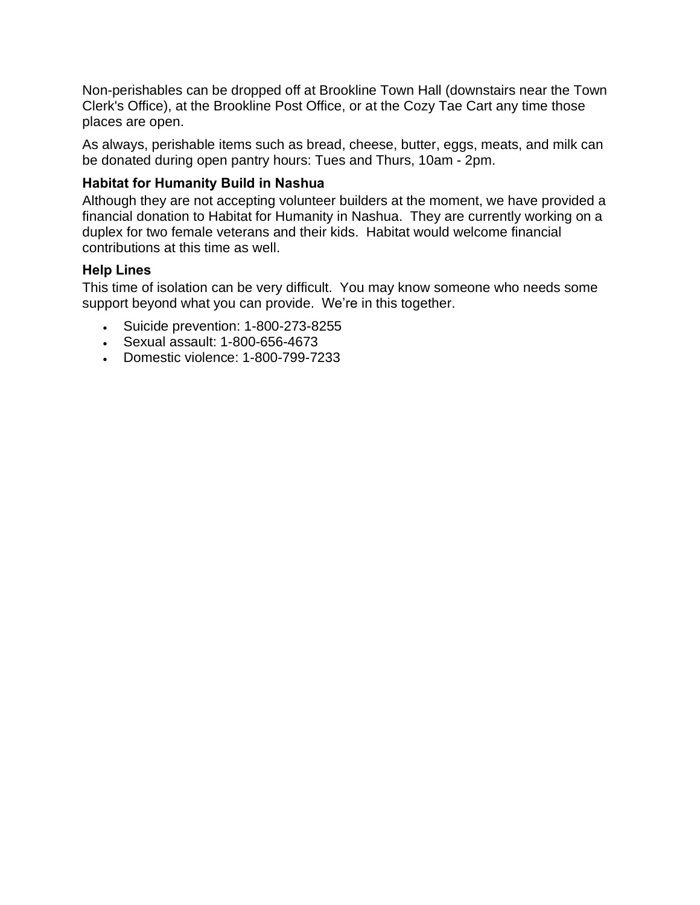Non-perishables can be dropped off at Brookline Town Hall (downstairs near the Town Clerk's Office), at the Brookline Post Office, or at the Cozy Tae Cart any time those places are open.

As always, perishable items such as bread, cheese, butter, eggs, meats, and milk can be donated during open pantry hours: Tues and Thurs, 10am - 2pm.

### Habitat for Humanity Build in Nashua

Although they are not accepting volunteer builders at the moment, we have provided a financial donation to Habitat for Humanity in Nashua. They are currently working on a duplex for two female veterans and their kids. Habitat would welcome financial contributions at this time as well.

### Help Lines

This time of isolation can be very difficult. You may know someone who needs some support beyond what you can provide. We're in this together.

- Suicide prevention: 1-800-273-8255
- Sexual assault: 1-800-656-4673
- Domestic violence: 1-800-799-7233